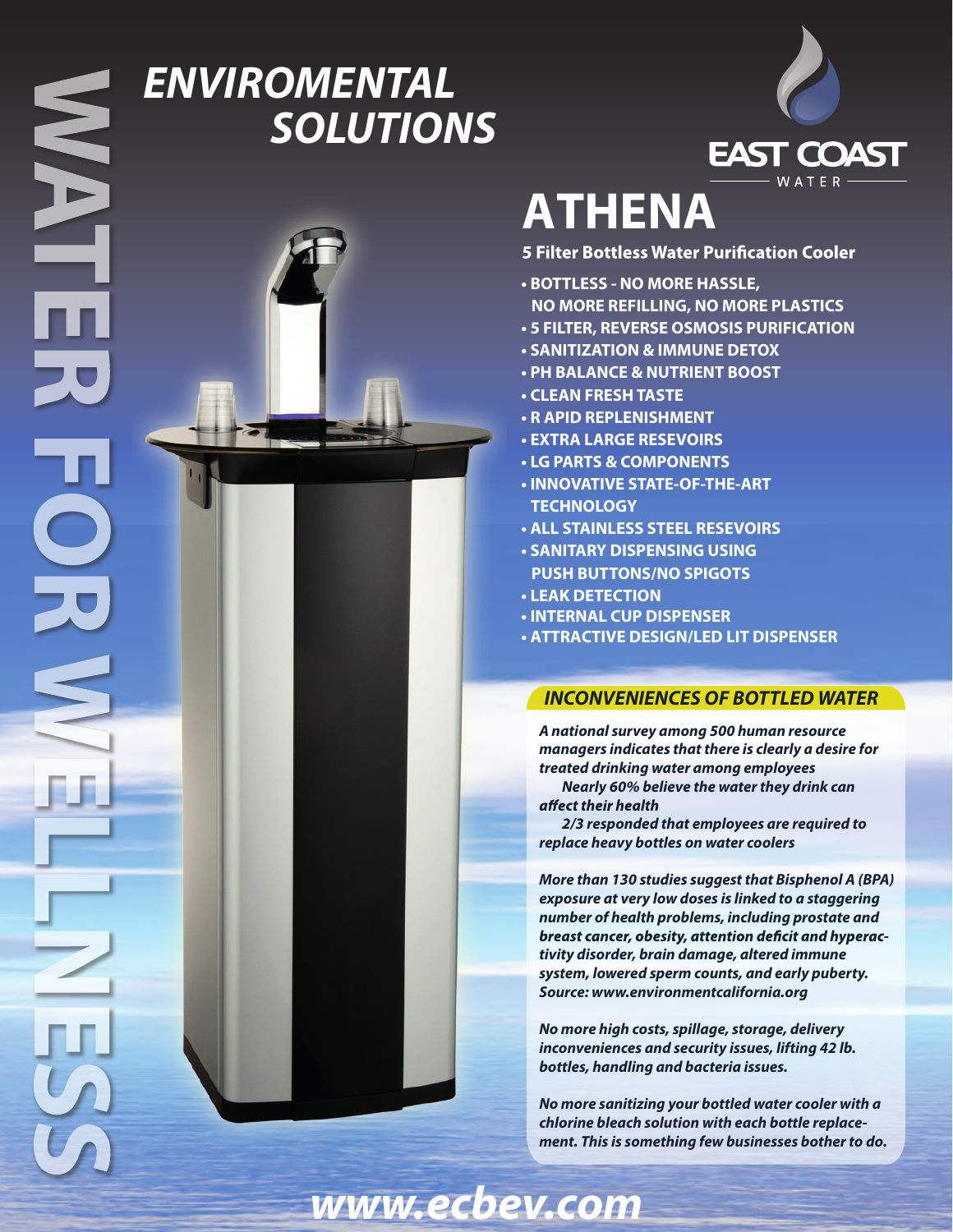WATER FOR WELLNESS

# ENVIROMENTAL SOLUTIONS

EAST COAST WATER

# ATHENA

**5 Filter Bottless Water Purification Cooler**

- **BOTTLESS - NO MORE HASSLE, NO MORE REFILLING, NO MORE PLASTICS**
- **5 FILTER, REVERSE OSMOSIS PURIFICATION**
- **SANITIZATION & IMMUNE DETOX**
- **PH BALANCE & NUTRIENT BOOST**
- **CLEAN FRESH TASTE**
- **R APID REPLENISHMENT**
- **EXTRA LARGE RESEVOIRS**
- **LG PARTS & COMPONENTS**
- **INNOVATIVE STATE-OF-THE-ART TECHNOLOGY**
- **ALL STAINLESS STEEL RESEVOIRS**
- **SANITARY DISPENSING USING PUSH BUTTONS/NO SPIGOTS**
- **LEAK DETECTION**
- **INTERNAL CUP DISPENSER**
- **ATTRACTIVE DESIGN/LED LIT DISPENSER**

## *INCONVENIENCES OF BOTTLED WATER*

***A national survey among 500 human resource managers indicates that there is clearly a desire for treated drinking water among employees***

***Nearly 60% believe the water they drink can affect their health***

***2/3 responded that employees are required to replace heavy bottles on water coolers***

***More than 130 studies suggest that Bisphenol A (BPA) exposure at very low doses is linked to a staggering number of health problems, including prostate and breast cancer, obesity, attention deficit and hyperactivity disorder, brain damage, altered immune system, lowered sperm counts, and early puberty. Source: www.environmentcalifornia.org***

***No more high costs, spillage, storage, delivery inconveniences and security issues, lifting 42 lb. bottles, handling and bacteria issues.***

***No more sanitizing your bottled water cooler with a chlorine bleach solution with each bottle replacement. This is something few businesses bother to do.***

***www.ecbev.com***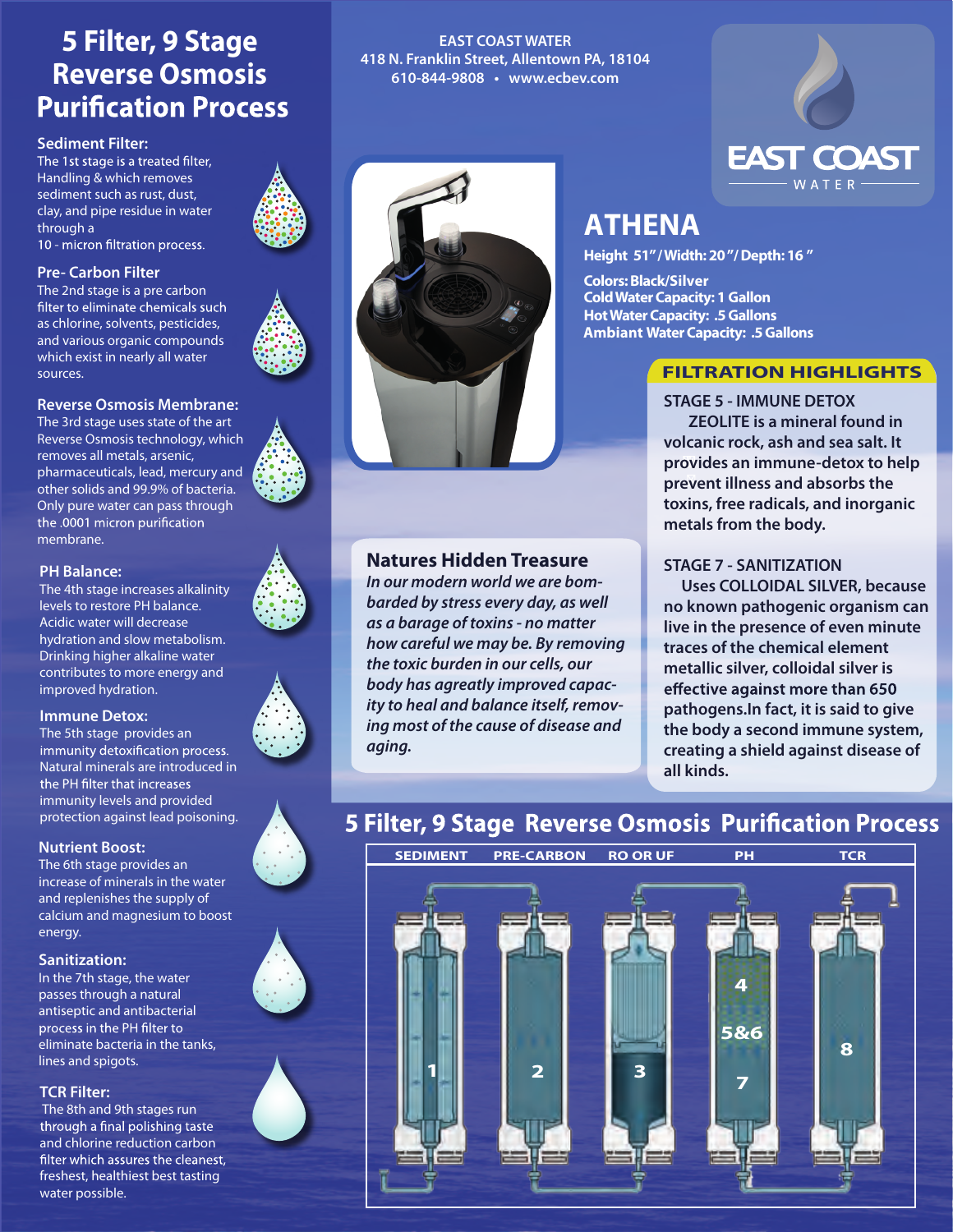# 5 Filter, 9 Stage Reverse Osmosis Purification Process

**Sediment Filter:**
The 1st stage is a treated filter, Handling & which removes sediment such as rust, dust, clay, and pipe residue in water through a 10 - micron filtration process.

**Pre- Carbon Filter**
The 2nd stage is a pre carbon filter to eliminate chemicals such as chlorine, solvents, pesticides, and various organic compounds which exist in nearly all water sources.

**Reverse Osmosis Membrane:**
The 3rd stage uses state of the art Reverse Osmosis technology, which removes all metals, arsenic, pharmaceuticals, lead, mercury and other solids and 99.9% of bacteria. Only pure water can pass through the .0001 micron purification membrane.

**PH Balance:**
The 4th stage increases alkalinity levels to restore PH balance. Acidic water will decrease hydration and slow metabolism. Drinking higher alkaline water contributes to more energy and improved hydration.

**Immune Detox:**
The 5th stage provides an immunity detoxification process. Natural minerals are introduced in the PH filter that increases immunity levels and provided protection against lead poisoning.

**Nutrient Boost:**
The 6th stage provides an increase of minerals in the water and replenishes the supply of calcium and magnesium to boost energy.

**Sanitization:**
In the 7th stage, the water passes through a natural antiseptic and antibacterial process in the PH filter to eliminate bacteria in the tanks, lines and spigots.

**TCR Filter:**
The 8th and 9th stages run through a final polishing taste and chlorine reduction carbon filter which assures the cleanest, freshest, healthiest best tasting water possible.

**EAST COAST WATER**
418 N. Franklin Street, Allentown PA, 18104
610-844-9808 • www.ecbev.com

EAST COAST WATER

# ATHENA

**Height 51"/ Width: 20"/ Depth: 16"**

**Colors: Black/Silver**
**Cold Water Capacity: 1 Gallon**
**Hot Water Capacity: .5 Gallons**
**Ambiant Water Capacity: .5 Gallons**

## FILTRATION HIGHLIGHTS

**STAGE 5 - IMMUNE DETOX**
ZEOLITE is a mineral found in volcanic rock, ash and sea salt. It provides an immune-detox to help prevent illness and absorbs the toxins, free radicals, and inorganic metals from the body.

**STAGE 7 - SANITIZATION**
Uses COLLOIDAL SILVER, because no known pathogenic organism can live in the presence of even minute traces of the chemical element metallic silver, colloidal silver is effective against more than 650 pathogens.In fact, it is said to give the body a second immune system, creating a shield against disease of all kinds.

## Natures Hidden Treasure

*In our modern world we are bombarded by stress every day, as well as a barage of toxins - no matter how careful we may be. By removing the toxic burden in our cells, our body has agreatly improved capacity to heal and balance itself, removing most of the cause of disease and aging.*

# 5 Filter, 9 Stage Reverse Osmosis Purification Process

SEDIMENT
PRE-CARBON
RO OR UF
PH
TCR

1
2
3
4
5&6
7
8